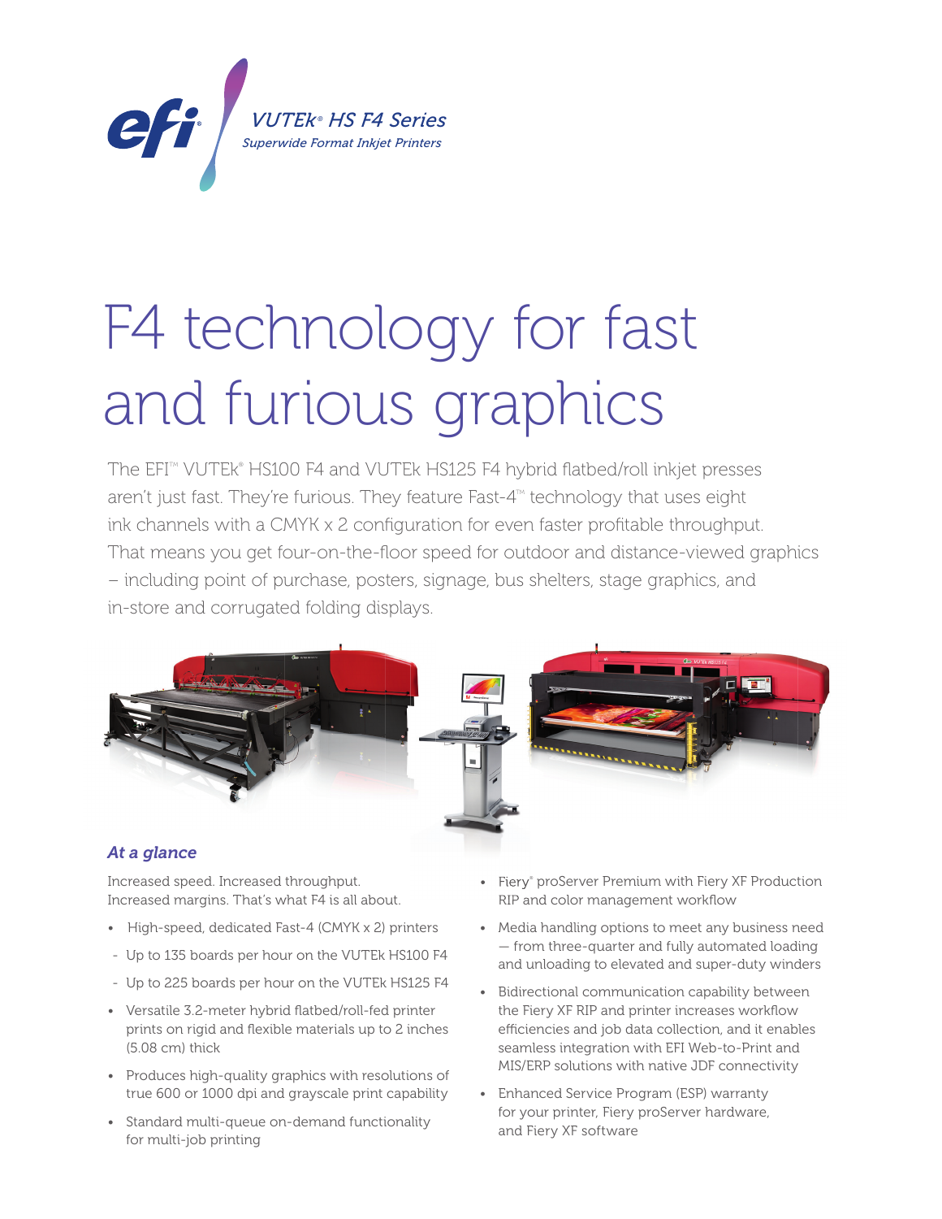VUTEk® HS F4 Series

*Superwide Format Inkjet Printers*

# F4 technology for fast and furious graphics

The EFI™ VUTEk® HS100 F4 and VUTEk HS125 F4 hybrid flatbed/roll inkjet presses aren't just fast. They're furious. They feature Fast-4™ technology that uses eight ink channels with a CMYK x 2 configuration for even faster profitable throughput. That means you get four-on-the-floor speed for outdoor and distance-viewed graphics – including point of purchase, posters, signage, bus shelters, stage graphics, and in-store and corrugated folding displays.

## *At a glance*

Increased speed. Increased throughput. Increased margins. That's what F4 is all about.

- High-speed, dedicated Fast-4 (CMYK x 2) printers
  - Up to 135 boards per hour on the VUTEk HS100 F4
  - Up to 225 boards per hour on the VUTEk HS125 F4
- Versatile 3.2-meter hybrid flatbed/roll-fed printer prints on rigid and flexible materials up to 2 inches (5.08 cm) thick
- Produces high-quality graphics with resolutions of true 600 or 1000 dpi and grayscale print capability
- Standard multi-queue on-demand functionality for multi-job printing
- Fiery® proServer Premium with Fiery XF Production RIP and color management workflow
- Media handling options to meet any business need — from three-quarter and fully automated loading and unloading to elevated and super-duty winders
- Bidirectional communication capability between the Fiery XF RIP and printer increases workflow efficiencies and job data collection, and it enables seamless integration with EFI Web-to-Print and MIS/ERP solutions with native JDF connectivity
- Enhanced Service Program (ESP) warranty for your printer, Fiery proServer hardware, and Fiery XF software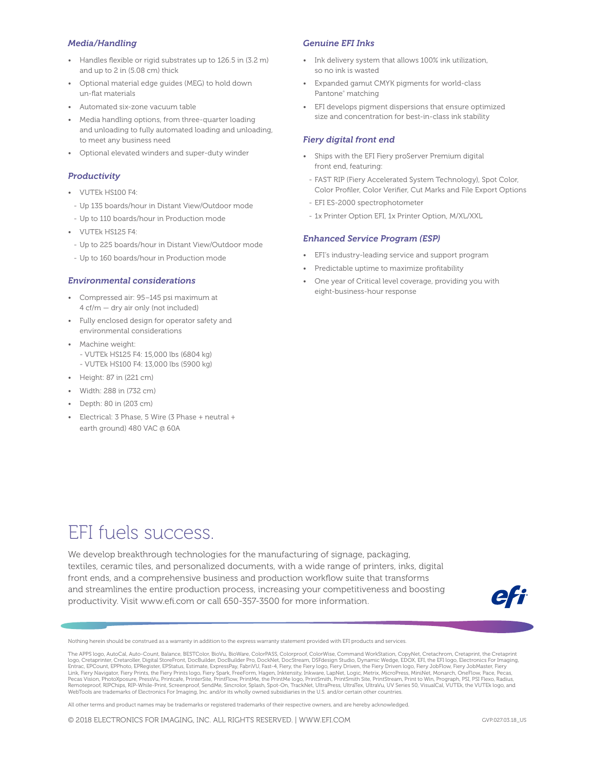### *Media/Handling*

- Handles flexible or rigid substrates up to 126.5 in (3.2 m) and up to 2 in (5.08 cm) thick
- Optional material edge guides (MEG) to hold down un-flat materials
- Automated six-zone vacuum table
- Media handling options, from three-quarter loading and unloading to fully automated loading and unloading, to meet any business need
- Optional elevated winders and super-duty winder

### *Productivity*

- VUTEk HS100 F4:
  - Up 135 boards/hour in Distant View/Outdoor mode
  - Up to 110 boards/hour in Production mode
- VUTEk HS125 F4:
  - Up to 225 boards/hour in Distant View/Outdoor mode
  - Up to 160 boards/hour in Production mode

### *Environmental considerations*

- Compressed air: 95–145 psi maximum at 4 cf/m — dry air only (not included)
- Fully enclosed design for operator safety and environmental considerations
- Machine weight:
  - VUTEk HS125 F4: 15,000 lbs (6804 kg)
  - VUTEk HS100 F4: 13,000 lbs (5900 kg)
- Height: 87 in (221 cm)
- Width: 288 in (732 cm)
- Depth: 80 in (203 cm)
- Electrical: 3 Phase, 5 Wire (3 Phase + neutral + earth ground) 480 VAC @ 60A

### *Genuine EFI Inks*

- Ink delivery system that allows 100% ink utilization, so no ink is wasted
- Expanded gamut CMYK pigments for world-class Pantone® matching
- EFI develops pigment dispersions that ensure optimized size and concentration for best-in-class ink stability

### *Fiery digital front end*

- Ships with the EFI Fiery proServer Premium digital front end, featuring:
  - FAST RIP (Fiery Accelerated System Technology), Spot Color, Color Profiler, Color Verifier, Cut Marks and File Export Options
  - EFI ES-2000 spectrophotometer
  - 1x Printer Option EFI, 1x Printer Option, M/XL/XXL

### *Enhanced Service Program (ESP)*

- EFI's industry-leading service and support program
- Predictable uptime to maximize profitability
- One year of Critical level coverage, providing you with eight-business-hour response

# EFI fuels success.

We develop breakthrough technologies for the manufacturing of signage, packaging, textiles, ceramic tiles, and personalized documents, with a wide range of printers, inks, digital front ends, and a comprehensive business and production workflow suite that transforms and streamlines the entire production process, increasing your competitiveness and boosting productivity. Visit www.efi.com or call 650-357-3500 for more information.

Nothing herein should be construed as a warranty in addition to the express warranty statement provided with EFI products and services.

The APPS logo, AutoCal, Auto-Count, Balance, BESTColor, BioVu, BioWare, ColorPASS, Colorproof, ColorWise, Command WorkStation, CopyNet, Cretachrom, Cretaprint, the Cretaprint logo, Cretaprinter, Cretaroller, Digital StoreFront, DocBuilder, DocBuilder Pro, DockNet, DocStream, DSFdesign Studio, Dynamic Wedge, EDOX, EFI, the EFI logo, Electronics For Imaging, Entrac, EPCount, EPPhoto, EPRegister, EPStatus, Estimate, ExpressPay, FabriVU, Fast-4, Fiery, the Fiery logo, Fiery Driven, the Fiery Driven logo, Fiery JobFlow, Fiery JobMaster, Fiery Link, Fiery Navigator, Fiery Prints, the Fiery Prints logo, Fiery Spark, FreeForm, Hagen, Inktensity, Inkware, LapNet, Logic, Metrix, MicroPress, MiniNet, Monarch, OneFlow, Pace, Pecas, Pecas Vision, PhotoXposure, PressVu, Printcafe, PrinterSite, PrintFlow, PrintMe, the PrintMe logo, PrintSmith, PrintSmith Site, PrintStream, Print to Win, Prograph, PSI, PSI Flexo, Radius, Remoteproof, RIPChips, RIP-While-Print, Screenproof, SendMe, Sincrolor, Splash, Spot-On, TrackNet, UltraPress, UltraTex, UltraVu, UV Series 50, VisualCal, VUTEk, the VUTEk logo, and WebTools are trademarks of Electronics For Imaging, Inc. and/or its wholly owned subsidiaries in the U.S. and/or certain other countries.

All other terms and product names may be trademarks or registered trademarks of their respective owners, and are hereby acknowledged.

© 2018 ELECTRONICS FOR IMAGING, INC. ALL RIGHTS RESERVED. | WWW.EFI.COM

GVP.027.03.18_US